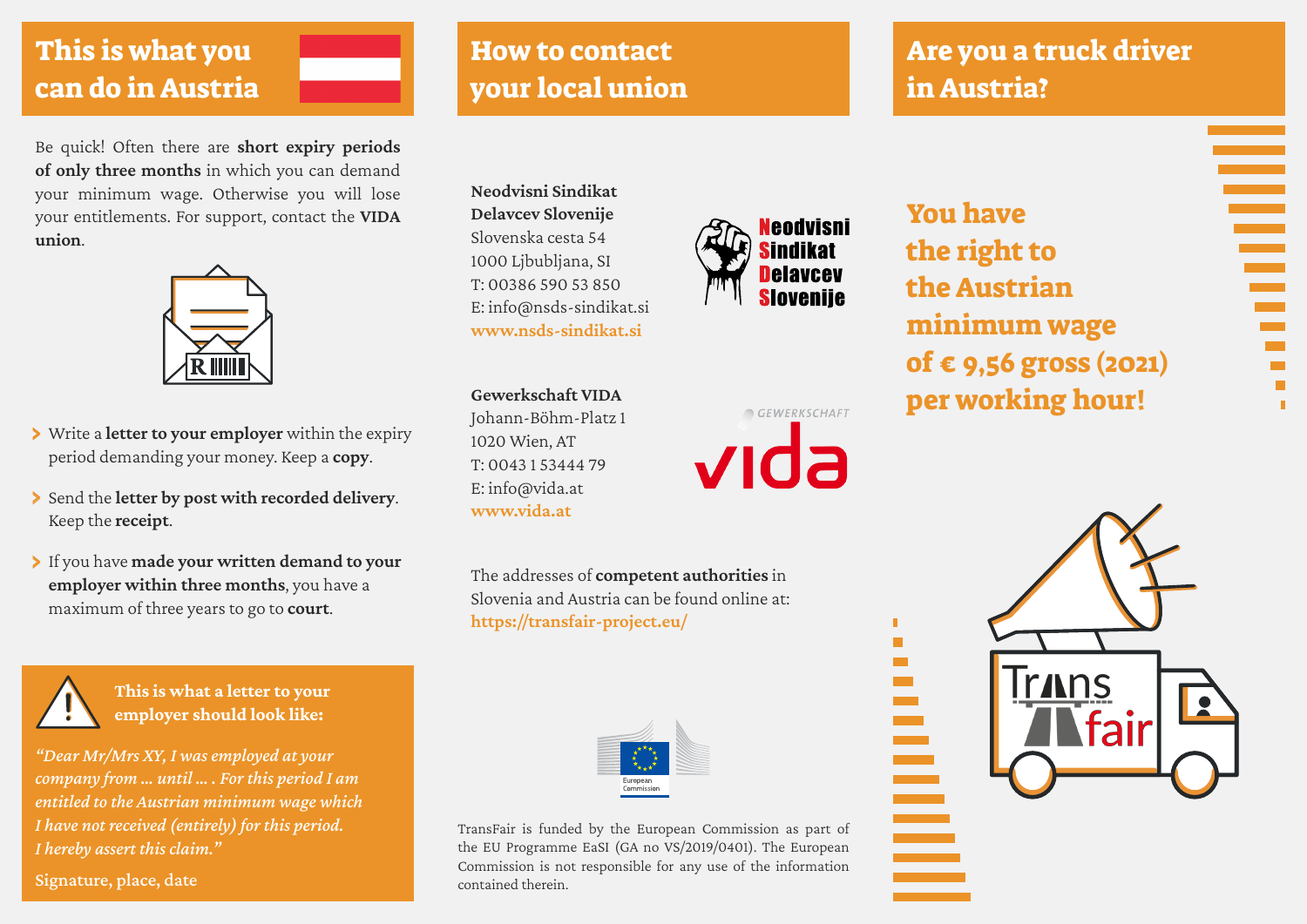## This is what you can do in Austria

Be quick! Often there are **short expiry periods of only three months** in which you can demand your minimum wage. Otherwise you will lose your entitlements. For support, contact the **VIDA union**.

- Write a **letter to your employer** within the expiry period demanding your money. Keep a **copy**.
- Send the **letter by post with recorded delivery**. Keep the **receipt**.
- If you have **made your written demand to your employer within three months**, you have a maximum of three years to go to **court**.

**This is what a letter to your employer should look like:**

*"Dear Mr/Mrs XY, I was employed at your company from … until … . For this period I am entitled to the Austrian minimum wage which I have not received (entirely) for this period. I hereby assert this claim."*

Signature, place, date

## How to contact your local union

**Neodvisni Sindikat Delavcev Slovenije**
Slovenska cesta 54
1000 Ljbubljana, SI
T: 00386 590 53 850
E: info@nsds-sindikat.si
**www.nsds-sindikat.si**

**Gewerkschaft VIDA**
Johann-Böhm-Platz 1
1020 Wien, AT
T: 0043 1 53444 79
E: info@vida.at
**www.vida.at**

The addresses of **competent authorities** in Slovenia and Austria can be found online at:
**https://transfair-project.eu/**

TransFair is funded by the European Commission as part of the EU Programme EaSI (GA no VS/2019/0401). The European Commission is not responsible for any use of the information contained therein.

## Are you a truck driver in Austria?

**You have the right to the Austrian minimum wage of € 9,56 gross (2021) per working hour!**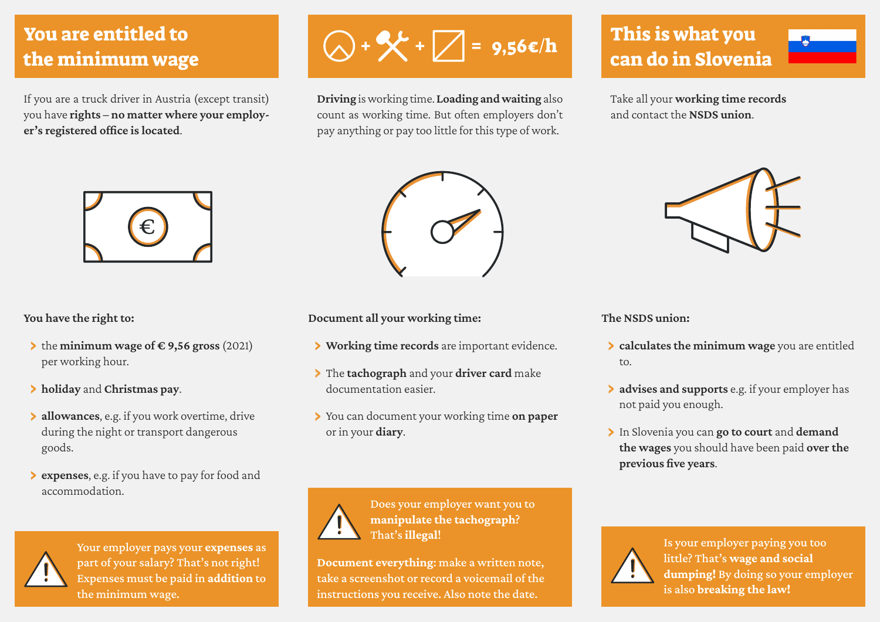## You are entitled to the minimum wage

If you are a truck driver in Austria (except transit) you have **rights – no matter where your employer's registered office is located**.

**You have the right to:**

- the **minimum wage of € 9,56 gross** (2021) per working hour.
- **holiday** and **Christmas pay**.
- **allowances**, e.g. if you work overtime, drive during the night or transport dangerous goods.
- **expenses**, e.g. if you have to pay for food and accommodation.

> Your employer pays your **expenses** as part of your salary? That's not right! Expenses must be paid in **addition** to the minimum wage.

## + + = 9,56€/h

**Driving** is working time. **Loading and waiting** also count as working time. But often employers don't pay anything or pay too little for this type of work.

**Document all your working time:**

- **Working time records** are important evidence.
- The **tachograph** and your **driver card** make documentation easier.
- You can document your working time **on paper** or in your **diary**.

> Does your employer want you to **manipulate the tachograph**? That's **illegal**!
>
> **Document everything:** make a written note, take a screenshot or record a voicemail of the instructions you receive. Also note the date.

## This is what you can do in Slovenia

Take all your **working time records** and contact the **NSDS union**.

**The NSDS union:**

- **calculates the minimum wage** you are entitled to.
- **advises and supports** e.g. if your employer has not paid you enough.
- In Slovenia you can **go to court** and **demand the wages** you should have been paid **over the previous five years**.

> Is your employer paying you too little? That's **wage and social dumping!** By doing so your employer is also **breaking the law!**